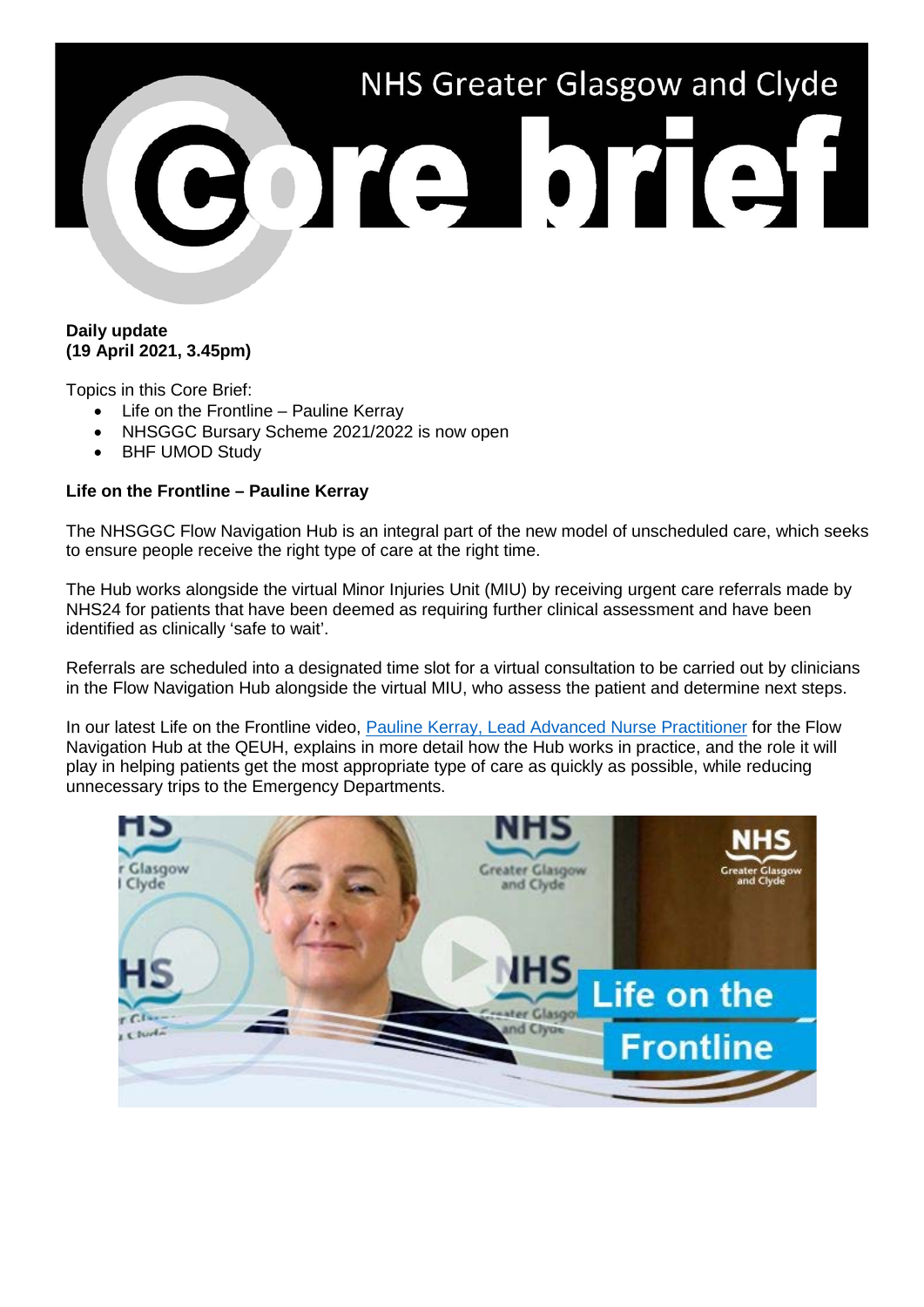# NHS Greater Glasgow and Clyde Core brief

**Daily update**
**(19 April 2021, 3.45pm)**

Topics in this Core Brief:

- Life on the Frontline – Pauline Kerray
- NHSGGC Bursary Scheme 2021/2022 is now open
- BHF UMOD Study

**Life on the Frontline – Pauline Kerray**

The NHSGGC Flow Navigation Hub is an integral part of the new model of unscheduled care, which seeks to ensure people receive the right type of care at the right time.

The Hub works alongside the virtual Minor Injuries Unit (MIU) by receiving urgent care referrals made by NHS24 for patients that have been deemed as requiring further clinical assessment and have been identified as clinically 'safe to wait'.

Referrals are scheduled into a designated time slot for a virtual consultation to be carried out by clinicians in the Flow Navigation Hub alongside the virtual MIU, who assess the patient and determine next steps.

In our latest Life on the Frontline video, Pauline Kerray, Lead Advanced Nurse Practitioner for the Flow Navigation Hub at the QEUH, explains in more detail how the Hub works in practice, and the role it will play in helping patients get the most appropriate type of care as quickly as possible, while reducing unnecessary trips to the Emergency Departments.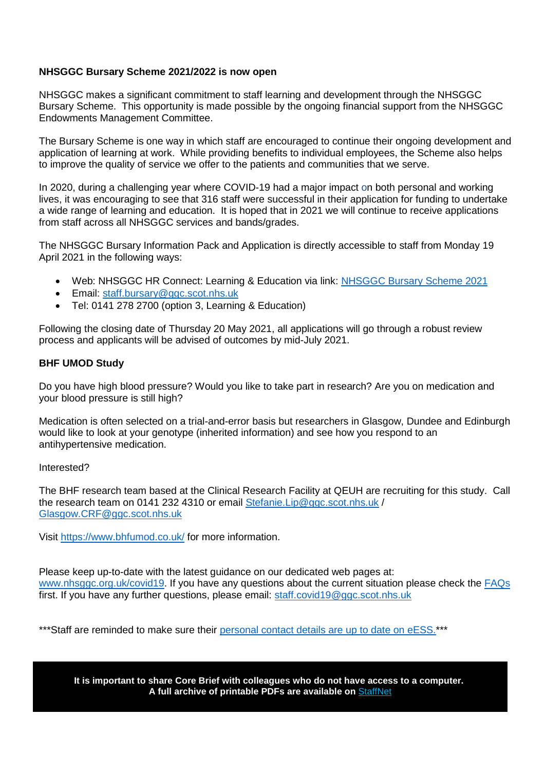**NHSGGC Bursary Scheme 2021/2022 is now open**

NHSGGC makes a significant commitment to staff learning and development through the NHSGGC Bursary Scheme. This opportunity is made possible by the ongoing financial support from the NHSGGC Endowments Management Committee.

The Bursary Scheme is one way in which staff are encouraged to continue their ongoing development and application of learning at work. While providing benefits to individual employees, the Scheme also helps to improve the quality of service we offer to the patients and communities that we serve.

In 2020, during a challenging year where COVID-19 had a major impact on both personal and working lives, it was encouraging to see that 316 staff were successful in their application for funding to undertake a wide range of learning and education. It is hoped that in 2021 we will continue to receive applications from staff across all NHSGGC services and bands/grades.

The NHSGGC Bursary Information Pack and Application is directly accessible to staff from Monday 19 April 2021 in the following ways:

- Web: NHSGGC HR Connect: Learning & Education via link: NHSGGC Bursary Scheme 2021
- Email: staff.bursary@ggc.scot.nhs.uk
- Tel: 0141 278 2700 (option 3, Learning & Education)

Following the closing date of Thursday 20 May 2021, all applications will go through a robust review process and applicants will be advised of outcomes by mid-July 2021.

**BHF UMOD Study**

Do you have high blood pressure? Would you like to take part in research? Are you on medication and your blood pressure is still high?

Medication is often selected on a trial-and-error basis but researchers in Glasgow, Dundee and Edinburgh would like to look at your genotype (inherited information) and see how you respond to an antihypertensive medication.

Interested?

The BHF research team based at the Clinical Research Facility at QEUH are recruiting for this study. Call the research team on 0141 232 4310 or email Stefanie.Lip@ggc.scot.nhs.uk / Glasgow.CRF@ggc.scot.nhs.uk

Visit https://www.bhfumod.co.uk/ for more information.

Please keep up-to-date with the latest guidance on our dedicated web pages at: www.nhsggc.org.uk/covid19. If you have any questions about the current situation please check the FAQs first. If you have any further questions, please email: staff.covid19@ggc.scot.nhs.uk

***Staff are reminded to make sure their personal contact details are up to date on eESS.***

**It is important to share Core Brief with colleagues who do not have access to a computer. A full archive of printable PDFs are available on StaffNet**